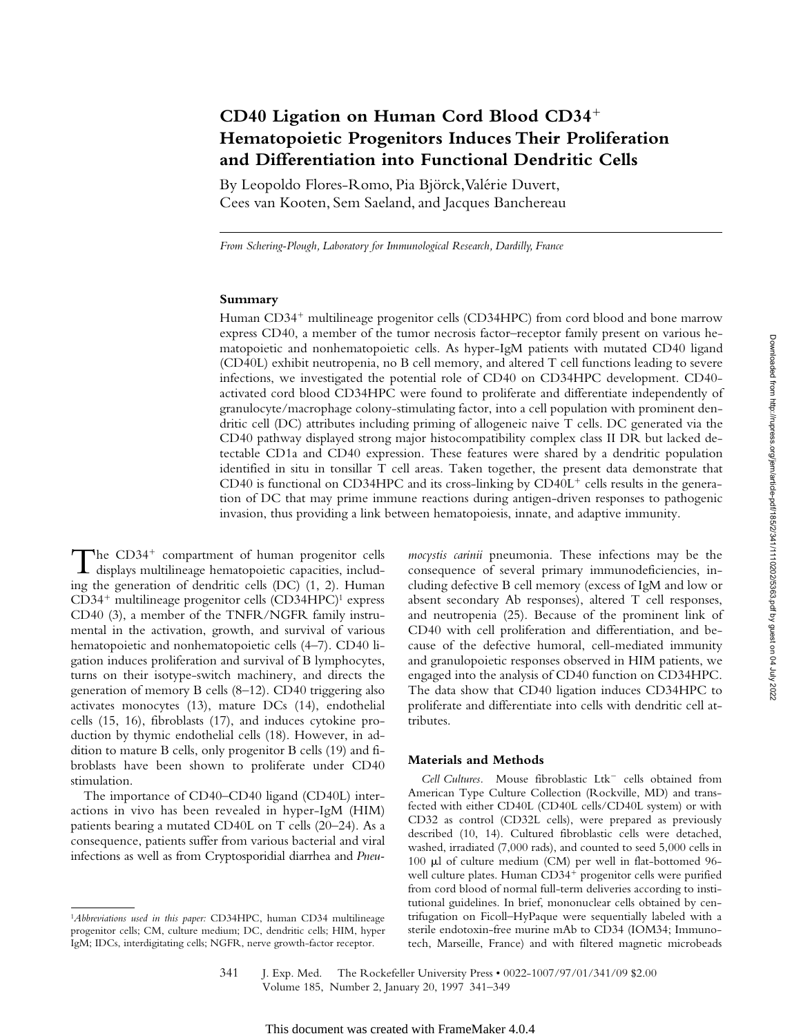# CD40 Ligation on Human Cord Blood CD34$^+$ Hematopoietic Progenitors Induces Their Proliferation and Differentiation into Functional Dendritic Cells

By Leopoldo Flores-Romo, Pia Björck, Valérie Duvert, Cees van Kooten, Sem Saeland, and Jacques Banchereau

*From Schering-Plough, Laboratory for Immunological Research, Dardilly, France*

## Summary

Human CD34$^+$ multilineage progenitor cells (CD34HPC) from cord blood and bone marrow express CD40, a member of the tumor necrosis factor–receptor family present on various hematopoietic and nonhematopoietic cells. As hyper-IgM patients with mutated CD40 ligand (CD40L) exhibit neutropenia, no B cell memory, and altered T cell functions leading to severe infections, we investigated the potential role of CD40 on CD34HPC development. CD40-activated cord blood CD34HPC were found to proliferate and differentiate independently of granulocyte/macrophage colony-stimulating factor, into a cell population with prominent dendritic cell (DC) attributes including priming of allogeneic naive T cells. DC generated via the CD40 pathway displayed strong major histocompatibility complex class II DR but lacked detectable CD1a and CD40 expression. These features were shared by a dendritic population identified in situ in tonsillar T cell areas. Taken together, the present data demonstrate that CD40 is functional on CD34HPC and its cross-linking by CD40L$^+$ cells results in the generation of DC that may prime immune reactions during antigen-driven responses to pathogenic invasion, thus providing a link between hematopoiesis, innate, and adaptive immunity.

The CD34$^+$ compartment of human progenitor cells displays multilineage hematopoietic capacities, including the generation of dendritic cells (DC) (1, 2). Human CD34$^+$ multilineage progenitor cells (CD34HPC)[1] express CD40 (3), a member of the TNFR/NGFR family instrumental in the activation, growth, and survival of various hematopoietic and nonhematopoietic cells (4–7). CD40 ligation induces proliferation and survival of B lymphocytes, turns on their isotype-switch machinery, and directs the generation of memory B cells (8–12). CD40 triggering also activates monocytes (13), mature DCs (14), endothelial cells (15, 16), fibroblasts (17), and induces cytokine production by thymic endothelial cells (18). However, in addition to mature B cells, only progenitor B cells (19) and fibroblasts have been shown to proliferate under CD40 stimulation.

The importance of CD40–CD40 ligand (CD40L) interactions in vivo has been revealed in hyper-IgM (HIM) patients bearing a mutated CD40L on T cells (20–24). As a consequence, patients suffer from various bacterial and viral infections as well as from Cryptosporidial diarrhea and *Pneumocystis carinii* pneumonia. These infections may be the consequence of several primary immunodeficiencies, including defective B cell memory (excess of IgM and low or absent secondary Ab responses), altered T cell responses, and neutropenia (25). Because of the prominent link of CD40 with cell proliferation and differentiation, and because of the defective humoral, cell-mediated immunity and granulopoietic responses observed in HIM patients, we engaged into the analysis of CD40 function on CD34HPC. The data show that CD40 ligation induces CD34HPC to proliferate and differentiate into cells with dendritic cell attributes.

## Materials and Methods

*Cell Cultures.* Mouse fibroblastic Ltk$^-$ cells obtained from American Type Culture Collection (Rockville, MD) and transfected with either CD40L (CD40L cells/CD40L system) or with CD32 as control (CD32L cells), were prepared as previously described (10, 14). Cultured fibroblastic cells were detached, washed, irradiated (7,000 rads), and counted to seed 5,000 cells in 100 μl of culture medium (CM) per well in flat-bottomed 96-well culture plates. Human CD34$^+$ progenitor cells were purified from cord blood of normal full-term deliveries according to institutional guidelines. In brief, mononuclear cells obtained by centrifugation on Ficoll–HyPaque were sequentially labeled with a sterile endotoxin-free murine mAb to CD34 (IOM34; Immunotech, Marseille, France) and with filtered magnetic microbeads

[1]*Abbreviations used in this paper:* CD34HPC, human CD34 multilineage progenitor cells; CM, culture medium; DC, dendritic cells; HIM, hyper IgM; IDCs, interdigitating cells; NGFR, nerve growth-factor receptor.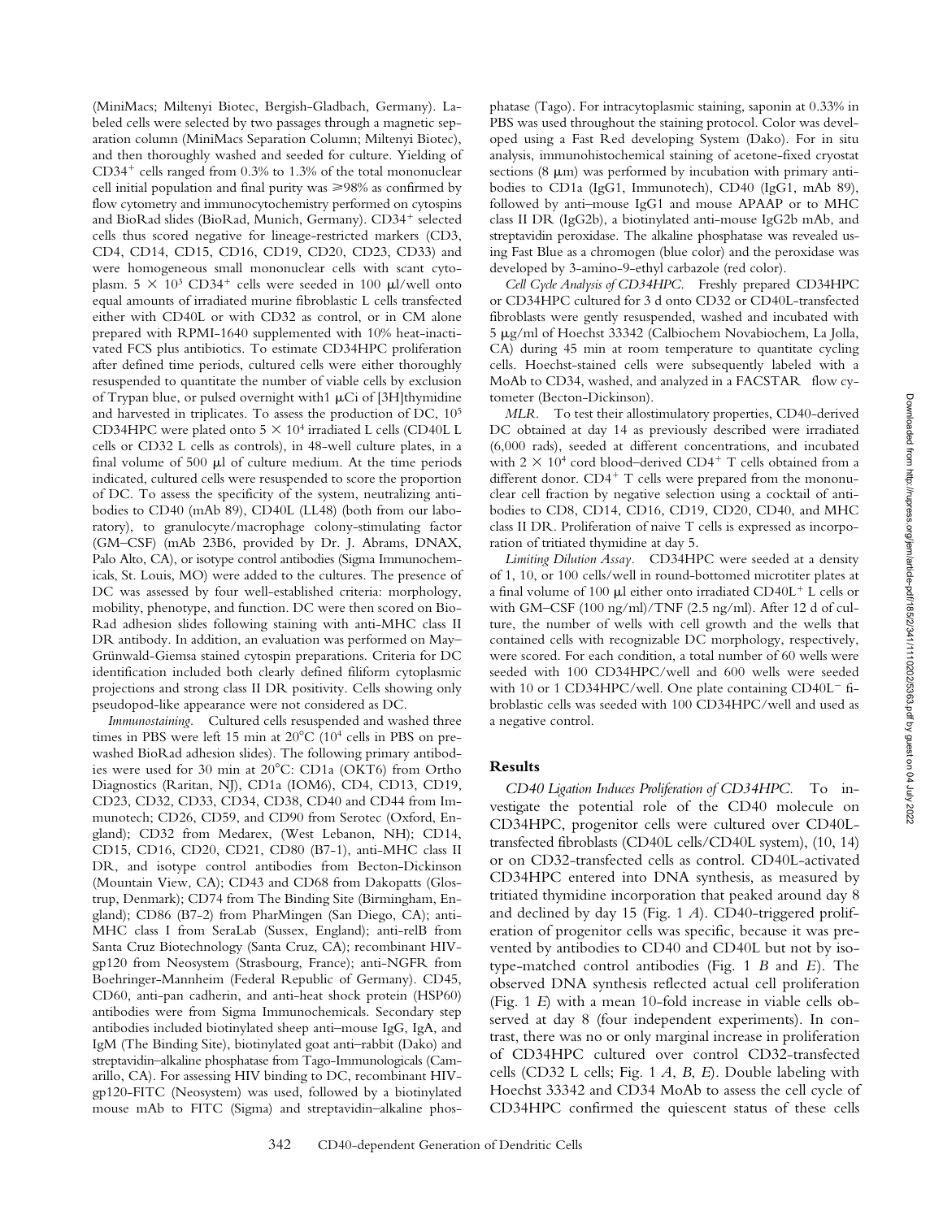(MiniMacs; Miltenyi Biotec, Bergish-Gladbach, Germany). Labeled cells were selected by two passages through a magnetic separation column (MiniMacs Separation Column; Miltenyi Biotec), and then thoroughly washed and seeded for culture. Yielding of $CD34^+$ cells ranged from 0.3% to 1.3% of the total mononuclear cell initial population and final purity was ⩾98% as confirmed by flow cytometry and immunocytochemistry performed on cytospins and BioRad slides (BioRad, Munich, Germany). $CD34^+$ selected cells thus scored negative for lineage-restricted markers (CD3, CD4, CD14, CD15, CD16, CD19, CD20, CD23, CD33) and were homogeneous small mononuclear cells with scant cytoplasm. $5 \times 10^3$ $CD34^+$ cells were seeded in 100 μl/well onto equal amounts of irradiated murine fibroblastic L cells transfected either with CD40L or with CD32 as control, or in CM alone prepared with RPMI-1640 supplemented with 10% heat-inactivated FCS plus antibiotics. To estimate CD34HPC proliferation after defined time periods, cultured cells were either thoroughly resuspended to quantitate the number of viable cells by exclusion of Trypan blue, or pulsed overnight with1 μCi of [3H]thymidine and harvested in triplicates. To assess the production of DC, $10^5$ CD34HPC were plated onto $5 \times 10^4$ irradiated L cells (CD40L L cells or CD32 L cells as controls), in 48-well culture plates, in a final volume of 500 μl of culture medium. At the time periods indicated, cultured cells were resuspended to score the proportion of DC. To assess the specificity of the system, neutralizing antibodies to CD40 (mAb 89), CD40L (LL48) (both from our laboratory), to granulocyte/macrophage colony-stimulating factor (GM–CSF) (mAb 23B6, provided by Dr. J. Abrams, DNAX, Palo Alto, CA), or isotype control antibodies (Sigma Immunochemicals, St. Louis, MO) were added to the cultures. The presence of DC was assessed by four well-established criteria: morphology, mobility, phenotype, and function. DC were then scored on BioRad adhesion slides following staining with anti-MHC class II DR antibody. In addition, an evaluation was performed on May–Grünwald-Giemsa stained cytospin preparations. Criteria for DC identification included both clearly defined filiform cytoplasmic projections and strong class II DR positivity. Cells showing only pseudopod-like appearance were not considered as DC.

*Immunostaining.* Cultured cells resuspended and washed three times in PBS were left 15 min at 20°C ($10^4$ cells in PBS on prewashed BioRad adhesion slides). The following primary antibodies were used for 30 min at 20°C: CD1a (OKT6) from Ortho Diagnostics (Raritan, NJ), CD1a (IOM6), CD4, CD13, CD19, CD23, CD32, CD33, CD34, CD38, CD40 and CD44 from Immunotech; CD26, CD59, and CD90 from Serotec (Oxford, England); CD32 from Medarex, (West Lebanon, NH); CD14, CD15, CD16, CD20, CD21, CD80 (B7-1), anti-MHC class II DR, and isotype control antibodies from Becton-Dickinson (Mountain View, CA); CD43 and CD68 from Dakopatts (Glostrup, Denmark); CD74 from The Binding Site (Birmingham, England); CD86 (B7-2) from PharMingen (San Diego, CA); anti-MHC class I from SeraLab (Sussex, England); anti-relB from Santa Cruz Biotechnology (Santa Cruz, CA); recombinant HIV-gp120 from Neosystem (Strasbourg, France); anti-NGFR from Boehringer-Mannheim (Federal Republic of Germany). CD45, CD60, anti-pan cadherin, and anti-heat shock protein (HSP60) antibodies were from Sigma Immunochemicals. Secondary step antibodies included biotinylated sheep anti–mouse IgG, IgA, and IgM (The Binding Site), biotinylated goat anti–rabbit (Dako) and streptavidin–alkaline phosphatase from Tago-Immunologicals (Camarillo, CA). For assessing HIV binding to DC, recombinant HIV-gp120-FITC (Neosystem) was used, followed by a biotinylated mouse mAb to FITC (Sigma) and streptavidin–alkaline phosphatase (Tago). For intracytoplasmic staining, saponin at 0.33% in PBS was used throughout the staining protocol. Color was developed using a Fast Red developing System (Dako). For in situ analysis, immunohistochemical staining of acetone-fixed cryostat sections (8 μm) was performed by incubation with primary antibodies to CD1a (IgG1, Immunotech), CD40 (IgG1, mAb 89), followed by anti–mouse IgG1 and mouse APAAP or to MHC class II DR (IgG2b), a biotinylated anti-mouse IgG2b mAb, and streptavidin peroxidase. The alkaline phosphatase was revealed using Fast Blue as a chromogen (blue color) and the peroxidase was developed by 3-amino-9-ethyl carbazole (red color).

*Cell Cycle Analysis of CD34HPC.* Freshly prepared CD34HPC or CD34HPC cultured for 3 d onto CD32 or CD40L-transfected fibroblasts were gently resuspended, washed and incubated with 5 μg/ml of Hoechst 33342 (Calbiochem Novabiochem, La Jolla, CA) during 45 min at room temperature to quantitate cycling cells. Hoechst-stained cells were subsequently labeled with a MoAb to CD34, washed, and analyzed in a FACSTAR flow cytometer (Becton-Dickinson).

*MLR.* To test their allostimulatory properties, CD40-derived DC obtained at day 14 as previously described were irradiated (6,000 rads), seeded at different concentrations, and incubated with $2 \times 10^4$ cord blood–derived $CD4^+$ T cells obtained from a different donor. $CD4^+$ T cells were prepared from the mononuclear cell fraction by negative selection using a cocktail of antibodies to CD8, CD14, CD16, CD19, CD20, CD40, and MHC class II DR. Proliferation of naive T cells is expressed as incorporation of tritiated thymidine at day 5.

*Limiting Dilution Assay.* CD34HPC were seeded at a density of 1, 10, or 100 cells/well in round-bottomed microtiter plates at a final volume of 100 μl either onto irradiated $CD40L^+$ L cells or with GM–CSF (100 ng/ml)/TNF (2.5 ng/ml). After 12 d of culture, the number of wells with cell growth and the wells that contained cells with recognizable DC morphology, respectively, were scored. For each condition, a total number of 60 wells were seeded with 100 CD34HPC/well and 600 wells were seeded with 10 or 1 CD34HPC/well. One plate containing $CD40L^-$ fibroblastic cells was seeded with 100 CD34HPC/well and used as a negative control.

## Results

*CD40 Ligation Induces Proliferation of CD34HPC.* To investigate the potential role of the CD40 molecule on CD34HPC, progenitor cells were cultured over CD40L-transfected fibroblasts (CD40L cells/CD40L system), (10, 14) or on CD32-transfected cells as control. CD40L-activated CD34HPC entered into DNA synthesis, as measured by tritiated thymidine incorporation that peaked around day 8 and declined by day 15 (Fig. 1 *A*). CD40-triggered proliferation of progenitor cells was specific, because it was prevented by antibodies to CD40 and CD40L but not by isotype-matched control antibodies (Fig. 1 *B* and *E*). The observed DNA synthesis reflected actual cell proliferation (Fig. 1 *E*) with a mean 10-fold increase in viable cells observed at day 8 (four independent experiments). In contrast, there was no or only marginal increase in proliferation of CD34HPC cultured over control CD32-transfected cells (CD32 L cells; Fig. 1 *A*, *B*, *E*). Double labeling with Hoechst 33342 and CD34 MoAb to assess the cell cycle of CD34HPC confirmed the quiescent status of these cells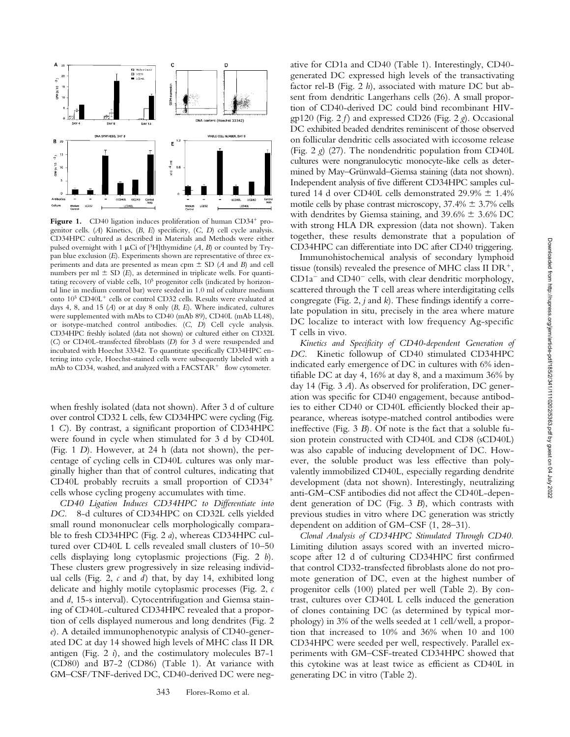**Figure 1.** CD40 ligation induces proliferation of human CD34+ progenitor cells. (*A*) Kinetics, (*B*, *E*) specificity, (*C*, *D*) cell cycle analysis. CD34HPC cultured as described in Materials and Methods were either pulsed overnight with 1 μCi of [$^3$H]thymidine (*A*, *B*) or counted by Trypan blue exclusion (*E*). Experiments shown are representative of three experiments and data are presented as mean cpm ± SD (*A* and *B*) and cell numbers per ml ± SD (*E*), as determined in triplicate wells. For quantitating recovery of viable cells, $10^5$ progenitor cells (indicated by horizontal line in medium control bar) were seeded in 1.0 ml of culture medium onto $10^5$ CD40L+ cells or control CD32 cells. Results were evaluated at days 4, 8, and 15 (*A*) or at day 8 only (*B*, *E*). Where indicated, cultures were supplemented with mAbs to CD40 (mAb 89), CD40L (mAb LL48), or isotype-matched control antibodies. (*C*, *D*) Cell cycle analysis. CD34HPC freshly isolated (data not shown) or cultured either on CD32L (*C*) or CD40L-transfected fibroblasts (*D*) for 3 d were resuspended and incubated with Hoechst 33342. To quantitate specifically CD34HPC entering into cycle, Hoechst-stained cells were subsequently labeled with a mAb to CD34, washed, and analyzed with a FACSTAR+ flow cytometer.

when freshly isolated (data not shown). After 3 d of culture over control CD32 L cells, few CD34HPC were cycling (Fig. 1 *C*). By contrast, a significant proportion of CD34HPC were found in cycle when stimulated for 3 d by CD40L (Fig. 1 *D*). However, at 24 h (data not shown), the percentage of cycling cells in CD40L cultures was only marginally higher than that of control cultures, indicating that CD40L probably recruits a small proportion of CD34+ cells whose cycling progeny accumulates with time.

*CD40 Ligation Induces CD34HPC to Differentiate into DC.* 8-d cultures of CD34HPC on CD32L cells yielded small round mononuclear cells morphologically comparable to fresh CD34HPC (Fig. 2 *a*), whereas CD34HPC cultured over CD40L L cells revealed small clusters of 10–50 cells displaying long cytoplasmic projections (Fig. 2 *b*). These clusters grew progressively in size releasing individual cells (Fig. 2, *c* and *d*) that, by day 14, exhibited long delicate and highly motile cytoplasmic processes (Fig. 2, *c* and *d*, 15-s interval). Cytocentrifugation and Giemsa staining of CD40L-cultured CD34HPC revealed that a proportion of cells displayed numerous and long dendrites (Fig. 2 *e*). A detailed immunophenotypic analysis of CD40-generated DC at day 14 showed high levels of MHC class II DR antigen (Fig. 2 *i*), and the costimulatory molecules B7-1 (CD80) and B7-2 (CD86) (Table 1). At variance with GM–CSF/TNF-derived DC, CD40-derived DC were negative for CD1a and CD40 (Table 1). Interestingly, CD40-generated DC expressed high levels of the transactivating factor rel-B (Fig. 2 *h*), associated with mature DC but absent from dendritic Langerhans cells (26). A small proportion of CD40-derived DC could bind recombinant HIV-gp120 (Fig. 2 *f*) and expressed CD26 (Fig. 2 *g*). Occasional DC exhibited beaded dendrites reminiscent of those observed on follicular dendritic cells associated with iccosome release (Fig. 2 *g*) (27). The nondendritic population from CD40L cultures were nongranulocytic monocyte-like cells as determined by May–Grünwald–Giemsa staining (data not shown). Independent analysis of five different CD34HPC samples cultured 14 d over CD40L cells demonstrated 29.9% ± 1.4% motile cells by phase contrast microscopy, 37.4% ± 3.7% cells with dendrites by Giemsa staining, and 39.6% ± 3.6% DC with strong HLA DR expression (data not shown). Taken together, these results demonstrate that a population of CD34HPC can differentiate into DC after CD40 triggering.

Immunohistochemical analysis of secondary lymphoid tissue (tonsils) revealed the presence of MHC class II DR+, CD1a− and CD40− cells, with clear dendritic morphology, scattered through the T cell areas where interdigitating cells congregate (Fig. 2, *j* and *k*). These findings identify a correlate population in situ, precisely in the area where mature DC localize to interact with low frequency Ag-specific T cells in vivo.

*Kinetics and Specificity of CD40-dependent Generation of DC.* Kinetic followup of CD40 stimulated CD34HPC indicated early emergence of DC in cultures with 6% identifiable DC at day 4, 16% at day 8, and a maximum 36% by day 14 (Fig. 3 *A*). As observed for proliferation, DC generation was specific for CD40 engagement, because antibodies to either CD40 or CD40L efficiently blocked their appearance, whereas isotype-matched control antibodies were ineffective (Fig. 3 *B*). Of note is the fact that a soluble fusion protein constructed with CD40L and CD8 (sCD40L) was also capable of inducing development of DC. However, the soluble product was less effective than polyvalently immobilized CD40L, especially regarding dendrite development (data not shown). Interestingly, neutralizing anti-GM–CSF antibodies did not affect the CD40L-dependent generation of DC (Fig. 3 *B*), which contrasts with previous studies in vitro where DC generation was strictly dependent on addition of GM–CSF (1, 28–31).

*Clonal Analysis of CD34HPC Stimulated Through CD40.* Limiting dilution assays scored with an inverted microscope after 12 d of culturing CD34HPC first confirmed that control CD32-transfected fibroblasts alone do not promote generation of DC, even at the highest number of progenitor cells (100) plated per well (Table 2). By contrast, cultures over CD40L L cells induced the generation of clones containing DC (as determined by typical morphology) in 3% of the wells seeded at 1 cell/well, a proportion that increased to 10% and 36% when 10 and 100 CD34HPC were seeded per well, respectively. Parallel experiments with GM–CSF-treated CD34HPC showed that this cytokine was at least twice as efficient as CD40L in generating DC in vitro (Table 2).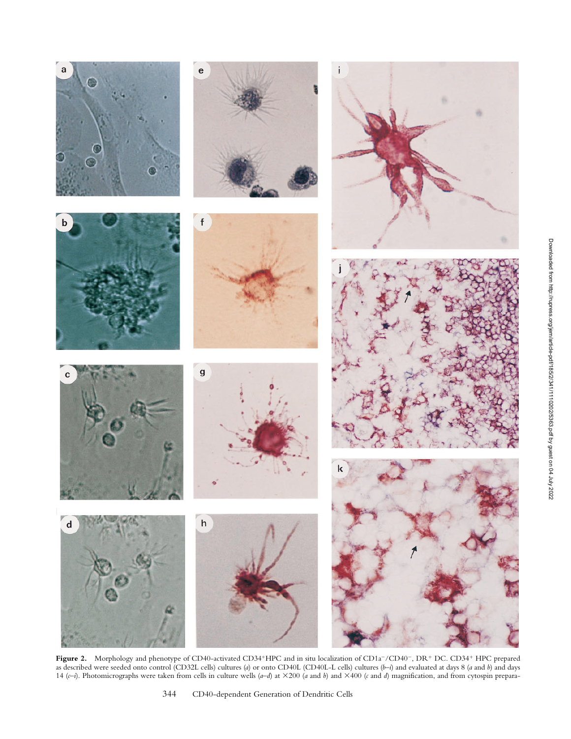**Figure 2.** Morphology and phenotype of CD40-activated CD34$^+$HPC and in situ localization of CD1a$^-$/CD40$^-$, DR$^+$ DC. CD34$^+$ HPC prepared as described were seeded onto control (CD32L cells) cultures (*a*) or onto CD40L (CD40L-L cells) cultures (*b–i*) and evaluated at days 8 (*a* and *b*) and days 14 (*c–i*). Photomicrographs were taken from cells in culture wells (*a–d*) at ×200 (*a* and *b*) and ×400 (*c* and *d*) magnification, and from cytospin prepara-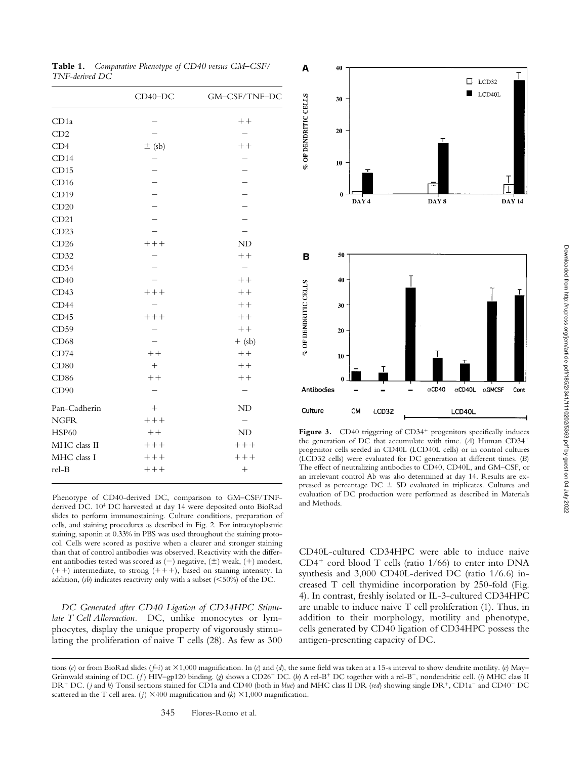**Table 1.** *Comparative Phenotype of CD40 versus GM–CSF/TNF-derived DC*

| | CD40–DC | GM–CSF/TNF–DC |
|---|---|---|
| CD1a | − | ++ |
| CD2 | − | − |
| CD4 | ± (sb) | ++ |
| CD14 | − | − |
| CD15 | − | − |
| CD16 | − | − |
| CD19 | − | − |
| CD20 | − | − |
| CD21 | − | − |
| CD23 | − | − |
| CD26 | +++ | ND |
| CD32 | − | ++ |
| CD34 | − | − |
| CD40 | − | ++ |
| CD43 | +++ | ++ |
| CD44 | − | ++ |
| CD45 | +++ | ++ |
| CD59 | − | ++ |
| CD68 | − | + (sb) |
| CD74 | ++ | ++ |
| CD80 | + | ++ |
| CD86 | ++ | ++ |
| CD90 | − | − |
| Pan-Cadherin | + | ND |
| NGFR | +++ | − |
| HSP60 | ++ | ND |
| MHC class II | +++ | +++ |
| MHC class I | +++ | +++ |
| rel-B | +++ | + |

Phenotype of CD40-derived DC, comparison to GM–CSF/TNF-derived DC. $10^4$ DC harvested at day 14 were deposited onto BioRad slides to perform immunostaining. Culture conditions, preparation of cells, and staining procedures as described in Fig. 2. For intracytoplasmic staining, saponin at 0.33% in PBS was used throughout the staining protocol. Cells were scored as positive when a clearer and stronger staining than that of control antibodies was observed. Reactivity with the different antibodies tested was scored as (−) negative, (±) weak, (+) modest, (++) intermediate, to strong (+++), based on staining intensity. In addition, (*sb*) indicates reactivity only with a subset (<50%) of the DC.

**Figure 3.** CD40 triggering of CD34+ progenitors specifically induces the generation of DC that accumulate with time. (*A*) Human CD34+ progenitor cells seeded in CD40L (LCD40L cells) or in control cultures (LCD32 cells) were evaluated for DC generation at different times. (*B*) The effect of neutralizing antibodies to CD40, CD40L, and GM–CSF, or an irrelevant control Ab was also determined at day 14. Results are expressed as percentage DC ± SD evaluated in triplicates. Cultures and evaluation of DC production were performed as described in Materials and Methods.

*DC Generated after CD40 Ligation of CD34HPC Stimulate T Cell Alloreaction.* DC, unlike monocytes or lymphocytes, display the unique property of vigorously stimulating the proliferation of naive T cells (28). As few as 300 CD40L-cultured CD34HPC were able to induce naive CD4+ cord blood T cells (ratio 1/66) to enter into DNA synthesis and 3,000 CD40L-derived DC (ratio 1/6.6) increased T cell thymidine incorporation by 250-fold (Fig. 4). In contrast, freshly isolated or IL-3-cultured CD34HPC are unable to induce naive T cell proliferation (1). Thus, in addition to their morphology, motility and phenotype, cells generated by CD40 ligation of CD34HPC possess the antigen-presenting capacity of DC.

tions (*e*) or from BioRad slides (*f–i*) at ×1,000 magnification. In (*c*) and (*d*), the same field was taken at a 15-s interval to show dendrite motility. (*e*) May–Grünwald staining of DC. (*f*) HIV–gp120 binding. (*g*) shows a CD26+ DC. (*h*) A rel-B+ DC together with a rel-B−, nondendritic cell. (*i*) MHC class II DR+ DC. (*j* and *k*) Tonsil sections stained for CD1a and CD40 (both in *blue*) and MHC class II DR (*red*) showing single DR+, CD1a− and CD40− DC scattered in the T cell area. (*j*) ×400 magnification and (*k*) ×1,000 magnification.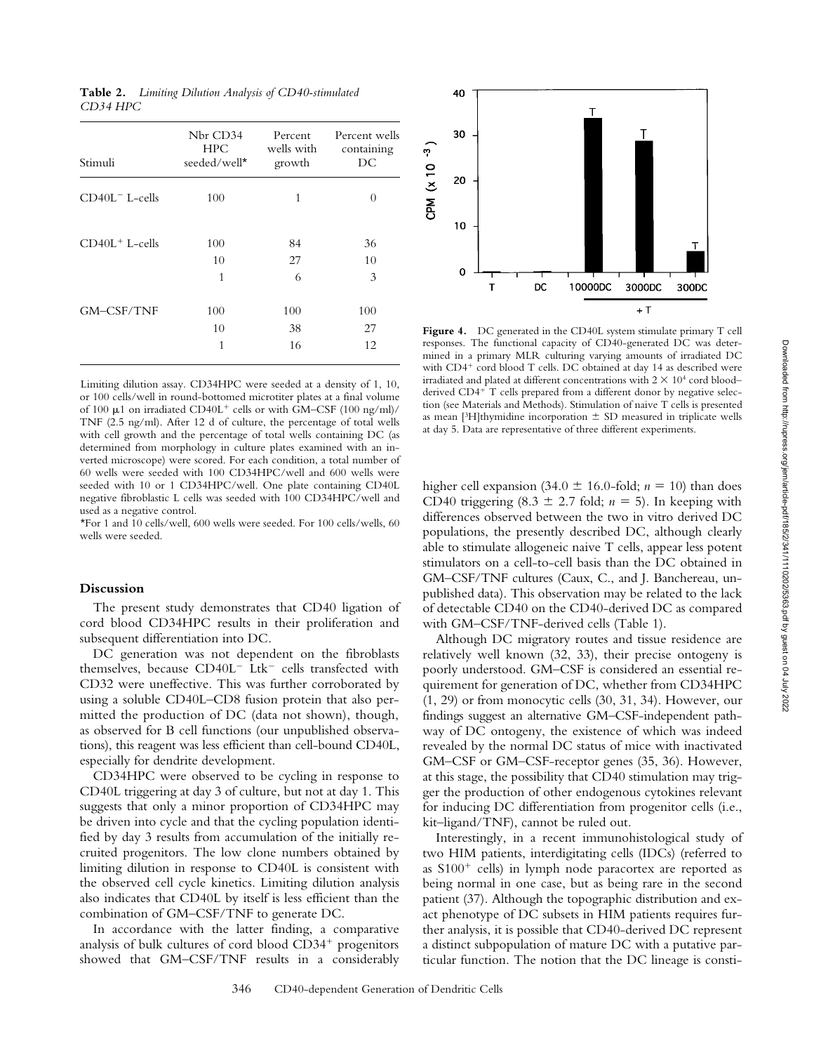**Table 2.** *Limiting Dilution Analysis of CD40-stimulated CD34 HPC*

| Stimuli | Nbr CD34 HPC seeded/well* | Percent wells with growth | Percent wells containing DC |
|---|---|---|---|
| $CD40L^-$ L-cells | 100 | 1 | 0 |
| $CD40L^+$ L-cells | 100 | 84 | 36 |
| | 10 | 27 | 10 |
| | 1 | 6 | 3 |
| GM–CSF/TNF | 100 | 100 | 100 |
| | 10 | 38 | 27 |
| | 1 | 16 | 12 |

Limiting dilution assay. CD34HPC were seeded at a density of 1, 10, or 100 cells/well in round-bottomed microtiter plates at a final volume of 100 μl on irradiated $CD40L^+$ cells or with GM–CSF (100 ng/ml)/TNF (2.5 ng/ml). After 12 d of culture, the percentage of total wells with cell growth and the percentage of total wells containing DC (as determined from morphology in culture plates examined with an inverted microscope) were scored. For each condition, a total number of 60 wells were seeded with 100 CD34HPC/well and 600 wells were seeded with 10 or 1 CD34HPC/well. One plate containing CD40L negative fibroblastic L cells was seeded with 100 CD34HPC/well and used as a negative control.

*For 1 and 10 cells/well, 600 wells were seeded. For 100 cells/wells, 60 wells were seeded.

**Figure 4.** DC generated in the CD40L system stimulate primary T cell responses. The functional capacity of CD40-generated DC was determined in a primary MLR culturing varying amounts of irradiated DC with $CD4^+$ cord blood T cells. DC obtained at day 14 as described were irradiated and plated at different concentrations with $2 \times 10^4$ cord blood–derived $CD4^+$ T cells prepared from a different donor by negative selection (see Materials and Methods). Stimulation of naive T cells is presented as mean [$^3$H]thymidine incorporation ± SD measured in triplicate wells at day 5. Data are representative of three different experiments.

## Discussion

The present study demonstrates that CD40 ligation of cord blood CD34HPC results in their proliferation and subsequent differentiation into DC.

DC generation was not dependent on the fibroblasts themselves, because $CD40L^-$ $Ltk^-$ cells transfected with CD32 were uneffective. This was further corroborated by using a soluble CD40L–CD8 fusion protein that also permitted the production of DC (data not shown), though, as observed for B cell functions (our unpublished observations), this reagent was less efficient than cell-bound CD40L, especially for dendrite development.

CD34HPC were observed to be cycling in response to CD40L triggering at day 3 of culture, but not at day 1. This suggests that only a minor proportion of CD34HPC may be driven into cycle and that the cycling population identified by day 3 results from accumulation of the initially recruited progenitors. The low clone numbers obtained by limiting dilution in response to CD40L is consistent with the observed cell cycle kinetics. Limiting dilution analysis also indicates that CD40L by itself is less efficient than the combination of GM–CSF/TNF to generate DC.

In accordance with the latter finding, a comparative analysis of bulk cultures of cord blood $CD34^+$ progenitors showed that GM–CSF/TNF results in a considerably higher cell expansion (34.0 ± 16.0-fold; $n = 10$) than does CD40 triggering (8.3 ± 2.7 fold; $n = 5$). In keeping with differences observed between the two in vitro derived DC populations, the presently described DC, although clearly able to stimulate allogeneic naive T cells, appear less potent stimulators on a cell-to-cell basis than the DC obtained in GM–CSF/TNF cultures (Caux, C., and J. Banchereau, unpublished data). This observation may be related to the lack of detectable CD40 on the CD40-derived DC as compared with GM–CSF/TNF-derived cells (Table 1).

Although DC migratory routes and tissue residence are relatively well known (32, 33), their precise ontogeny is poorly understood. GM–CSF is considered an essential requirement for generation of DC, whether from CD34HPC (1, 29) or from monocytic cells (30, 31, 34). However, our findings suggest an alternative GM–CSF-independent pathway of DC ontogeny, the existence of which was indeed revealed by the normal DC status of mice with inactivated GM–CSF or GM–CSF-receptor genes (35, 36). However, at this stage, the possibility that CD40 stimulation may trigger the production of other endogenous cytokines relevant for inducing DC differentiation from progenitor cells (i.e., kit–ligand/TNF), cannot be ruled out.

Interestingly, in a recent immunohistological study of two HIM patients, interdigitating cells (IDCs) (referred to as $S100^+$ cells) in lymph node paracortex are reported as being normal in one case, but as being rare in the second patient (37). Although the topographic distribution and exact phenotype of DC subsets in HIM patients requires further analysis, it is possible that CD40-derived DC represent a distinct subpopulation of mature DC with a putative particular function. The notion that the DC lineage is consti-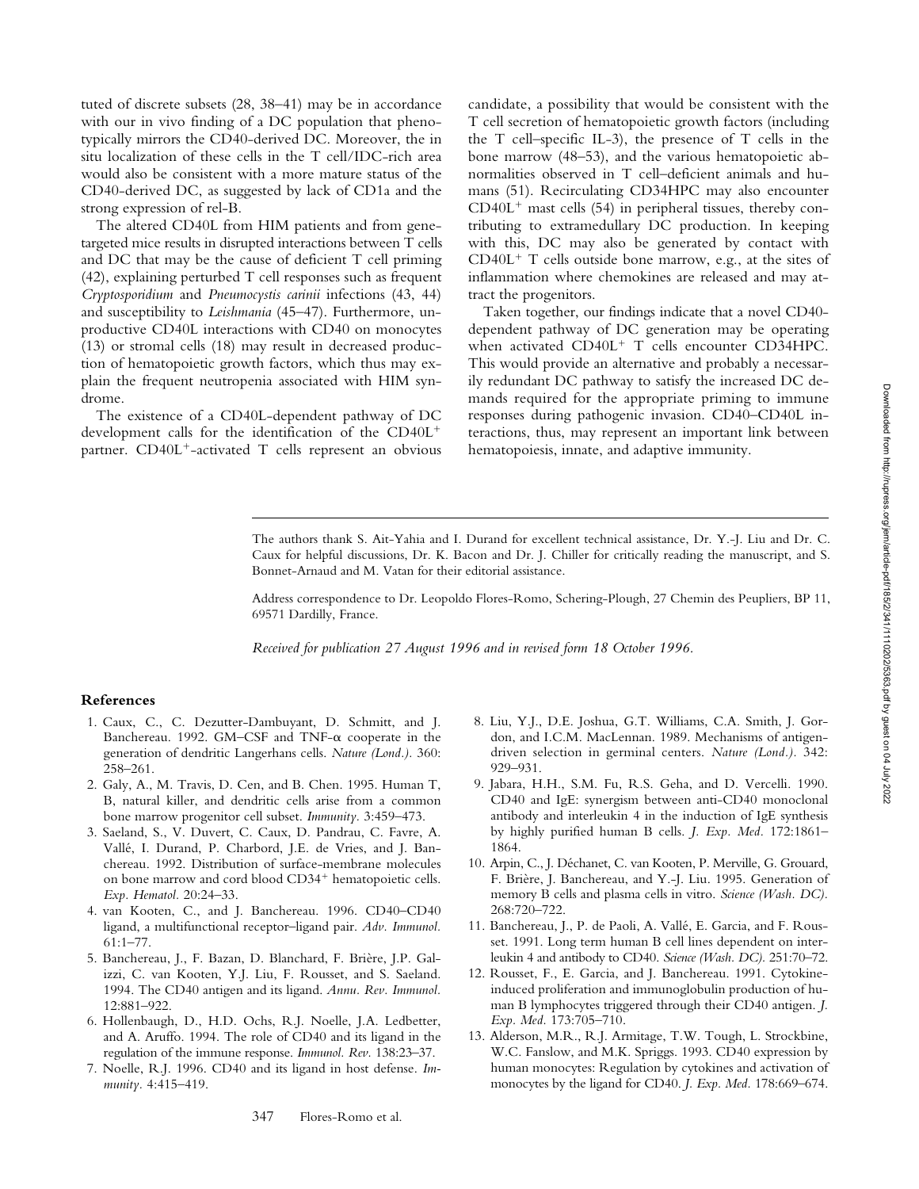tuted of discrete subsets (28, 38–41) may be in accordance with our in vivo finding of a DC population that phenotypically mirrors the CD40-derived DC. Moreover, the in situ localization of these cells in the T cell/IDC-rich area would also be consistent with a more mature status of the CD40-derived DC, as suggested by lack of CD1a and the strong expression of rel-B.

The altered CD40L from HIM patients and from gene-targeted mice results in disrupted interactions between T cells and DC that may be the cause of deficient T cell priming (42), explaining perturbed T cell responses such as frequent *Cryptosporidium* and *Pneumocystis carinii* infections (43, 44) and susceptibility to *Leishmania* (45–47). Furthermore, unproductive CD40L interactions with CD40 on monocytes (13) or stromal cells (18) may result in decreased production of hematopoietic growth factors, which thus may explain the frequent neutropenia associated with HIM syndrome.

The existence of a CD40L-dependent pathway of DC development calls for the identification of the $CD40L^+$ partner. $CD40L^+$-activated T cells represent an obvious candidate, a possibility that would be consistent with the T cell secretion of hematopoietic growth factors (including the T cell–specific IL-3), the presence of T cells in the bone marrow (48–53), and the various hematopoietic abnormalities observed in T cell–deficient animals and humans (51). Recirculating CD34HPC may also encounter $CD40L^+$ mast cells (54) in peripheral tissues, thereby contributing to extramedullary DC production. In keeping with this, DC may also be generated by contact with $CD40L^+$ T cells outside bone marrow, e.g., at the sites of inflammation where chemokines are released and may attract the progenitors.

Taken together, our findings indicate that a novel CD40-dependent pathway of DC generation may be operating when activated $CD40L^+$ T cells encounter CD34HPC. This would provide an alternative and probably a necessarily redundant DC pathway to satisfy the increased DC demands required for the appropriate priming to immune responses during pathogenic invasion. CD40–CD40L interactions, thus, may represent an important link between hematopoiesis, innate, and adaptive immunity.

The authors thank S. Ait-Yahia and I. Durand for excellent technical assistance, Dr. Y.-J. Liu and Dr. C. Caux for helpful discussions, Dr. K. Bacon and Dr. J. Chiller for critically reading the manuscript, and S. Bonnet-Arnaud and M. Vatan for their editorial assistance.

Address correspondence to Dr. Leopoldo Flores-Romo, Schering-Plough, 27 Chemin des Peupliers, BP 11, 69571 Dardilly, France.

*Received for publication 27 August 1996 and in revised form 18 October 1996.*

## References

1. Caux, C., C. Dezutter-Dambuyant, D. Schmitt, and J. Banchereau. 1992. GM–CSF and TNF-α cooperate in the generation of dendritic Langerhans cells. *Nature (Lond.).* 360: 258–261.
2. Galy, A., M. Travis, D. Cen, and B. Chen. 1995. Human T, B, natural killer, and dendritic cells arise from a common bone marrow progenitor cell subset. *Immunity.* 3:459–473.
3. Saeland, S., V. Duvert, C. Caux, D. Pandrau, C. Favre, A. Vallé, I. Durand, P. Charbord, J.E. de Vries, and J. Banchereau. 1992. Distribution of surface-membrane molecules on bone marrow and cord blood $CD34^+$ hematopoietic cells. *Exp. Hematol.* 20:24–33.
4. van Kooten, C., and J. Banchereau. 1996. CD40–CD40 ligand, a multifunctional receptor–ligand pair. *Adv. Immunol.* 61:1–77.
5. Banchereau, J., F. Bazan, D. Blanchard, F. Brière, J.P. Galizzi, C. van Kooten, Y.J. Liu, F. Rousset, and S. Saeland. 1994. The CD40 antigen and its ligand. *Annu. Rev. Immunol.* 12:881–922.
6. Hollenbaugh, D., H.D. Ochs, R.J. Noelle, J.A. Ledbetter, and A. Aruffo. 1994. The role of CD40 and its ligand in the regulation of the immune response. *Immunol. Rev.* 138:23–37.
7. Noelle, R.J. 1996. CD40 and its ligand in host defense. *Immunity.* 4:415–419.
8. Liu, Y.J., D.E. Joshua, G.T. Williams, C.A. Smith, J. Gordon, and I.C.M. MacLennan. 1989. Mechanisms of antigen-driven selection in germinal centers. *Nature (Lond.).* 342: 929–931.
9. Jabara, H.H., S.M. Fu, R.S. Geha, and D. Vercelli. 1990. CD40 and IgE: synergism between anti-CD40 monoclonal antibody and interleukin 4 in the induction of IgE synthesis by highly purified human B cells. *J. Exp. Med.* 172:1861–1864.
10. Arpin, C., J. Déchanet, C. van Kooten, P. Merville, G. Grouard, F. Brière, J. Banchereau, and Y.-J. Liu. 1995. Generation of memory B cells and plasma cells in vitro. *Science (Wash. DC).* 268:720–722.
11. Banchereau, J., P. de Paoli, A. Vallé, E. Garcia, and F. Rousset. 1991. Long term human B cell lines dependent on interleukin 4 and antibody to CD40. *Science (Wash. DC).* 251:70–72.
12. Rousset, F., E. Garcia, and J. Banchereau. 1991. Cytokine-induced proliferation and immunoglobulin production of human B lymphocytes triggered through their CD40 antigen. *J. Exp. Med.* 173:705–710.
13. Alderson, M.R., R.J. Armitage, T.W. Tough, L. Strockbine, W.C. Fanslow, and M.K. Spriggs. 1993. CD40 expression by human monocytes: Regulation by cytokines and activation of monocytes by the ligand for CD40. *J. Exp. Med.* 178:669–674.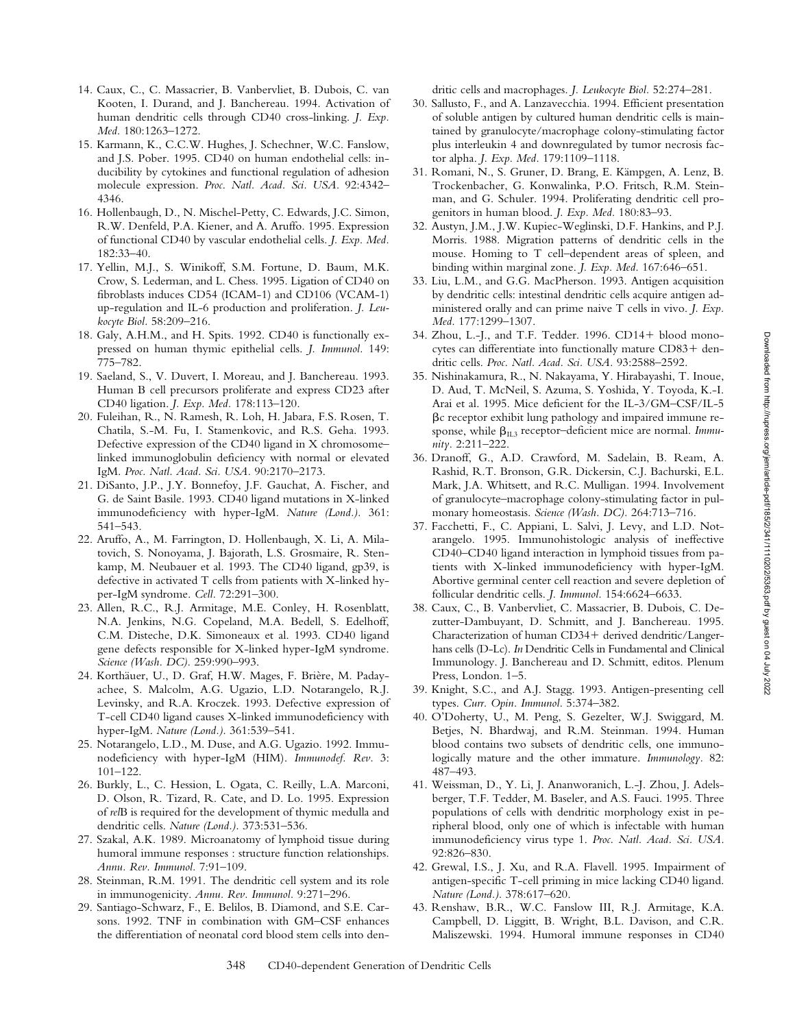14. Caux, C., C. Massacrier, B. Vanbervliet, B. Dubois, C. van Kooten, I. Durand, and J. Banchereau. 1994. Activation of human dendritic cells through CD40 cross-linking. *J. Exp. Med.* 180:1263–1272.
15. Karmann, K., C.C.W. Hughes, J. Schechner, W.C. Fanslow, and J.S. Pober. 1995. CD40 on human endothelial cells: inducibility by cytokines and functional regulation of adhesion molecule expression. *Proc. Natl. Acad. Sci. USA.* 92:4342–4346.
16. Hollenbaugh, D., N. Mischel-Petty, C. Edwards, J.C. Simon, R.W. Denfeld, P.A. Kiener, and A. Aruffo. 1995. Expression of functional CD40 by vascular endothelial cells. *J. Exp. Med.* 182:33–40.
17. Yellin, M.J., S. Winikoff, S.M. Fortune, D. Baum, M.K. Crow, S. Lederman, and L. Chess. 1995. Ligation of CD40 on fibroblasts induces CD54 (ICAM-1) and CD106 (VCAM-1) up-regulation and IL-6 production and proliferation. *J. Leukocyte Biol.* 58:209–216.
18. Galy, A.H.M., and H. Spits. 1992. CD40 is functionally expressed on human thymic epithelial cells. *J. Immunol.* 149: 775–782.
19. Saeland, S., V. Duvert, I. Moreau, and J. Banchereau. 1993. Human B cell precursors proliferate and express CD23 after CD40 ligation. *J. Exp. Med.* 178:113–120.
20. Fuleihan, R., N. Ramesh, R. Loh, H. Jabara, F.S. Rosen, T. Chatila, S.-M. Fu, I. Stamenkovic, and R.S. Geha. 1993. Defective expression of the CD40 ligand in X chromosome–linked immunoglobulin deficiency with normal or elevated IgM. *Proc. Natl. Acad. Sci. USA.* 90:2170–2173.
21. DiSanto, J.P., J.Y. Bonnefoy, J.F. Gauchat, A. Fischer, and G. de Saint Basile. 1993. CD40 ligand mutations in X-linked immunodeficiency with hyper-IgM. *Nature (Lond.).* 361: 541–543.
22. Aruffo, A., M. Farrington, D. Hollenbaugh, X. Li, A. Milatovich, S. Nonoyama, J. Bajorath, L.S. Grosmaire, R. Stenkamp, M. Neubauer et al. 1993. The CD40 ligand, gp39, is defective in activated T cells from patients with X-linked hyper-IgM syndrome. *Cell.* 72:291–300.
23. Allen, R.C., R.J. Armitage, M.E. Conley, H. Rosenblatt, N.A. Jenkins, N.G. Copeland, M.A. Bedell, S. Edelhoff, C.M. Disteche, D.K. Simoneaux et al. 1993. CD40 ligand gene defects responsible for X-linked hyper-IgM syndrome. *Science (Wash. DC).* 259:990–993.
24. Korthäuer, U., D. Graf, H.W. Mages, F. Brière, M. Padayachee, S. Malcolm, A.G. Ugazio, L.D. Notarangelo, R.J. Levinsky, and R.A. Kroczek. 1993. Defective expression of T-cell CD40 ligand causes X-linked immunodeficiency with hyper-IgM. *Nature (Lond.).* 361:539–541.
25. Notarangelo, L.D., M. Duse, and A.G. Ugazio. 1992. Immunodeficiency with hyper-IgM (HIM). *Immunodef. Rev.* 3: 101–122.
26. Burkly, L., C. Hession, L. Ogata, C. Reilly, L.A. Marconi, D. Olson, R. Tizard, R. Cate, and D. Lo. 1995. Expression of *rel*B is required for the development of thymic medulla and dendritic cells. *Nature (Lond.).* 373:531–536.
27. Szakal, A.K. 1989. Microanatomy of lymphoid tissue during humoral immune responses : structure function relationships. *Annu. Rev. Immunol.* 7:91–109.
28. Steinman, R.M. 1991. The dendritic cell system and its role in immunogenicity. *Annu. Rev. Immunol.* 9:271–296.
29. Santiago-Schwarz, F., E. Belilos, B. Diamond, and S.E. Carsons. 1992. TNF in combination with GM–CSF enhances the differentiation of neonatal cord blood stem cells into dendritic cells and macrophages. *J. Leukocyte Biol.* 52:274–281.
30. Sallusto, F., and A. Lanzavecchia. 1994. Efficient presentation of soluble antigen by cultured human dendritic cells is maintained by granulocyte/macrophage colony-stimulating factor plus interleukin 4 and downregulated by tumor necrosis factor alpha. *J. Exp. Med.* 179:1109–1118.
31. Romani, N., S. Gruner, D. Brang, E. Kämpgen, A. Lenz, B. Trockenbacher, G. Konwalinka, P.O. Fritsch, R.M. Steinman, and G. Schuler. 1994. Proliferating dendritic cell progenitors in human blood. *J. Exp. Med.* 180:83–93.
32. Austyn, J.M., J.W. Kupiec-Weglinski, D.F. Hankins, and P.J. Morris. 1988. Migration patterns of dendritic cells in the mouse. Homing to T cell–dependent areas of spleen, and binding within marginal zone. *J. Exp. Med.* 167:646–651.
33. Liu, L.M., and G.G. MacPherson. 1993. Antigen acquisition by dendritic cells: intestinal dendritic cells acquire antigen administered orally and can prime naive T cells in vivo. *J. Exp. Med.* 177:1299–1307.
34. Zhou, L.-J., and T.F. Tedder. 1996. CD14+ blood monocytes can differentiate into functionally mature CD83+ dendritic cells. *Proc. Natl. Acad. Sci. USA.* 93:2588–2592.
35. Nishinakamura, R., N. Nakayama, Y. Hirabayashi, T. Inoue, D. Aud, T. McNeil, S. Azuma, S. Yoshida, Y. Toyoda, K.-I. Arai et al. 1995. Mice deficient for the IL-3/GM–CSF/IL-5 βc receptor exhibit lung pathology and impaired immune response, while $\beta_{IL3}$ receptor–deficient mice are normal. *Immunity.* 2:211–222.
36. Dranoff, G., A.D. Crawford, M. Sadelain, B. Ream, A. Rashid, R.T. Bronson, G.R. Dickersin, C.J. Bachurski, E.L. Mark, J.A. Whitsett, and R.C. Mulligan. 1994. Involvement of granulocyte–macrophage colony-stimulating factor in pulmonary homeostasis. *Science (Wash. DC).* 264:713–716.
37. Facchetti, F., C. Appiani, L. Salvi, J. Levy, and L.D. Notarangelo. 1995. Immunohistologic analysis of ineffective CD40–CD40 ligand interaction in lymphoid tissues from patients with X-linked immunodeficiency with hyper-IgM. Abortive germinal center cell reaction and severe depletion of follicular dendritic cells. *J. Immunol.* 154:6624–6633.
38. Caux, C., B. Vanbervliet, C. Massacrier, B. Dubois, C. Dezutter-Dambuyant, D. Schmitt, and J. Banchereau. 1995. Characterization of human CD34+ derived dendritic/Langerhans cells (D-Lc). *In* Dendritic Cells in Fundamental and Clinical Immunology. J. Banchereau and D. Schmitt, editos. Plenum Press, London. 1–5.
39. Knight, S.C., and A.J. Stagg. 1993. Antigen-presenting cell types. *Curr. Opin. Immunol.* 5:374–382.
40. O'Doherty, U., M. Peng, S. Gezelter, W.J. Swiggard, M. Betjes, N. Bhardwaj, and R.M. Steinman. 1994. Human blood contains two subsets of dendritic cells, one immunologically mature and the other immature. *Immunology.* 82: 487–493.
41. Weissman, D., Y. Li, J. Ananworanich, L.-J. Zhou, J. Adelsberger, T.F. Tedder, M. Baseler, and A.S. Fauci. 1995. Three populations of cells with dendritic morphology exist in peripheral blood, only one of which is infectable with human immunodeficiency virus type 1. *Proc. Natl. Acad. Sci. USA.* 92:826–830.
42. Grewal, I.S., J. Xu, and R.A. Flavell. 1995. Impairment of antigen-specific T-cell priming in mice lacking CD40 ligand. *Nature (Lond.).* 378:617–620.
43. Renshaw, B.R., W.C. Fanslow III, R.J. Armitage, K.A. Campbell, D. Liggitt, B. Wright, B.L. Davison, and C.R. Maliszewski. 1994. Humoral immune responses in CD40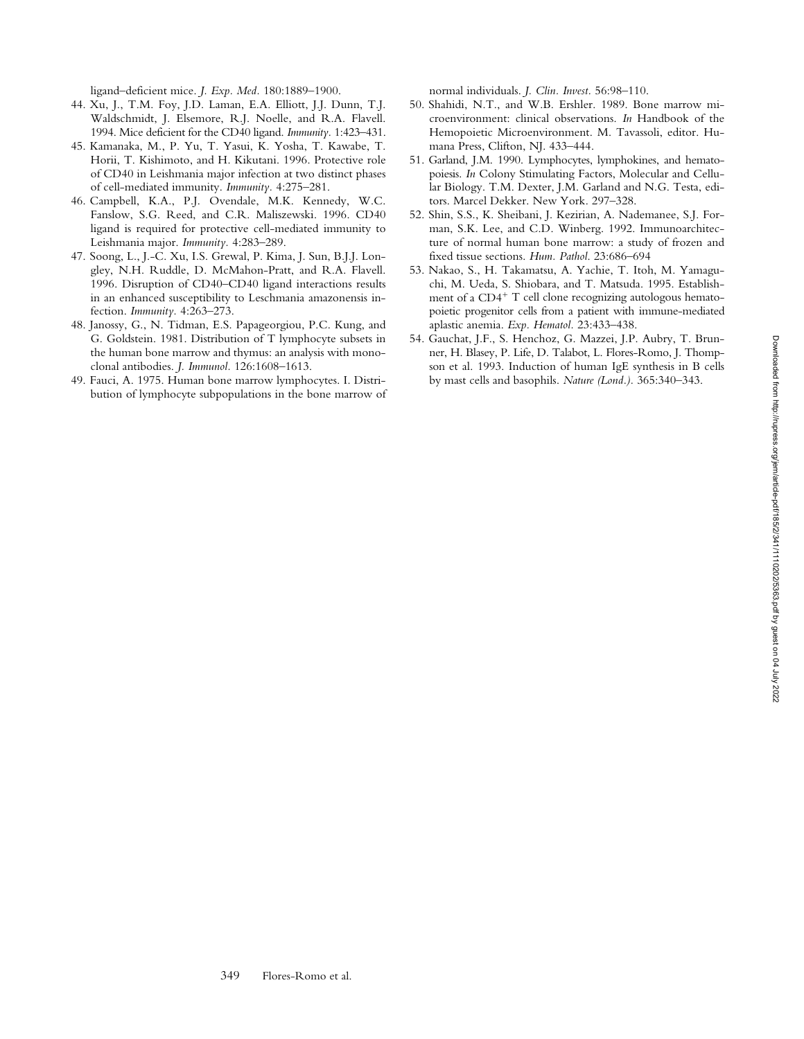ligand–deficient mice. *J. Exp. Med.* 180:1889–1900.

44. Xu, J., T.M. Foy, J.D. Laman, E.A. Elliott, J.J. Dunn, T.J. Waldschmidt, J. Elsemore, R.J. Noelle, and R.A. Flavell. 1994. Mice deficient for the CD40 ligand. *Immunity.* 1:423–431.
45. Kamanaka, M., P. Yu, T. Yasui, K. Yosha, T. Kawabe, T. Horii, T. Kishimoto, and H. Kikutani. 1996. Protective role of CD40 in Leishmania major infection at two distinct phases of cell-mediated immunity. *Immunity.* 4:275–281.
46. Campbell, K.A., P.J. Ovendale, M.K. Kennedy, W.C. Fanslow, S.G. Reed, and C.R. Maliszewski. 1996. CD40 ligand is required for protective cell-mediated immunity to Leishmania major. *Immunity.* 4:283–289.
47. Soong, L., J.-C. Xu, I.S. Grewal, P. Kima, J. Sun, B.J.J. Longley, N.H. Ruddle, D. McMahon-Pratt, and R.A. Flavell. 1996. Disruption of CD40–CD40 ligand interactions results in an enhanced susceptibility to Leschmania amazonensis infection. *Immunity.* 4:263–273.
48. Janossy, G., N. Tidman, E.S. Papageorgiou, P.C. Kung, and G. Goldstein. 1981. Distribution of T lymphocyte subsets in the human bone marrow and thymus: an analysis with monoclonal antibodies. *J. Immunol.* 126:1608–1613.
49. Fauci, A. 1975. Human bone marrow lymphocytes. I. Distribution of lymphocyte subpopulations in the bone marrow of normal individuals. *J. Clin. Invest.* 56:98–110.
50. Shahidi, N.T., and W.B. Ershler. 1989. Bone marrow microenvironment: clinical observations. *In* Handbook of the Hemopoietic Microenvironment. M. Tavassoli, editor. Humana Press, Clifton, NJ. 433–444.
51. Garland, J.M. 1990. Lymphocytes, lymphokines, and hematopoiesis. *In* Colony Stimulating Factors, Molecular and Cellular Biology. T.M. Dexter, J.M. Garland and N.G. Testa, editors. Marcel Dekker. New York. 297–328.
52. Shin, S.S., K. Sheibani, J. Kezirian, A. Nademanee, S.J. Forman, S.K. Lee, and C.D. Winberg. 1992. Immunoarchitecture of normal human bone marrow: a study of frozen and fixed tissue sections. *Hum. Pathol.* 23:686–694
53. Nakao, S., H. Takamatsu, A. Yachie, T. Itoh, M. Yamaguchi, M. Ueda, S. Shiobara, and T. Matsuda. 1995. Establishment of a $CD4^+$ T cell clone recognizing autologous hematopoietic progenitor cells from a patient with immune-mediated aplastic anemia. *Exp. Hematol.* 23:433–438.
54. Gauchat, J.F., S. Henchoz, G. Mazzei, J.P. Aubry, T. Brunner, H. Blasey, P. Life, D. Talabot, L. Flores-Romo, J. Thompson et al. 1993. Induction of human IgE synthesis in B cells by mast cells and basophils. *Nature (Lond.).* 365:340–343.